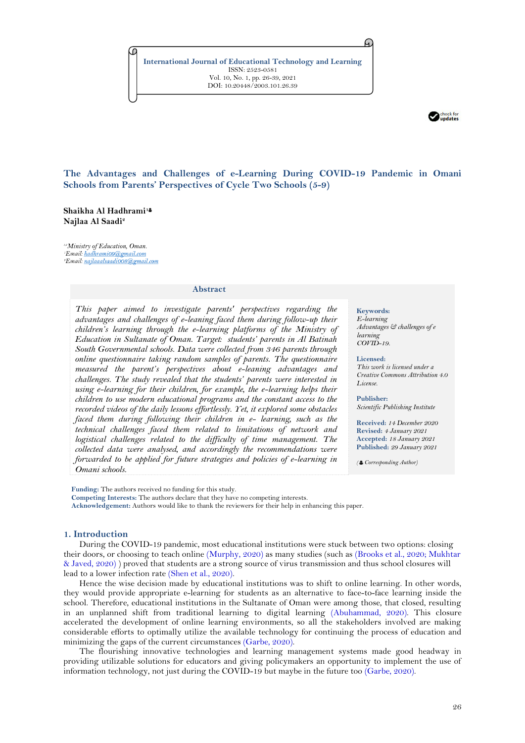International Journal of Educational Technology and Learning
ISSN: 2523-0581
Vol. 10, No. 1, pp. 26-39, 2021
DOI: 10.20448/2003.101.26.39

# The Advantages and Challenges of e-Learning During COVID-19 Pandemic in Omani Schools from Parents' Perspectives of Cycle Two Schools (5-9)

**Shaikha Al Hadhrami**[1]
**Najlaa Al Saadi**[2]

[1,2]*Ministry of Education, Oman.*
[1]*Email: hadhrami09@gmail.com*
[2]*Email: najlaaalsaadi008@gmail.com*

## Abstract

*This paper aimed to investigate parents' perspectives regarding the advantages and challenges of e-leaning faced them during follow-up their children's learning through the e-learning platforms of the Ministry of Education in Sultanate of Oman. Target: students' parents in Al Batinah South Governmental schools. Data were collected from 346 parents through online questionnaire taking random samples of parents. The questionnaire measured the parent's perspectives about e-leaning advantages and challenges. The study revealed that the students' parents were interested in using e-learning for their children, for example, the e-learning helps their children to use modern educational programs and the constant access to the recorded videos of the daily lessons effortlessly. Yet, it explored some obstacles faced them during following their children in e- learning, such as the technical challenges faced them related to limitations of network and logistical challenges related to the difficulty of time management. The collected data were analysed, and accordingly the recommendations were forwarded to be applied for future strategies and policies of e-learning in Omani schools.*

**Keywords:** *E-learning*
*Advantages & challenges of e learning*
*COVID-19.*

**Licensed:** *This work is licensed under a Creative Commons Attribution 4.0 License.*

**Publisher:** *Scientific Publishing Institute*

**Received:** *14 December 2020*
**Revised:** *4 January 2021*
**Accepted:** *18 January 2021*
**Published:** *29 January 2021*

*(Corresponding Author)*

**Funding:** The authors received no funding for this study.
**Competing Interests:** The authors declare that they have no competing interests.
**Acknowledgement:** Authors would like to thank the reviewers for their help in enhancing this paper.

## 1. Introduction

During the COVID-19 pandemic, most educational institutions were stuck between two options: closing their doors, or choosing to teach online (Murphy, 2020) as many studies (such as (Brooks et al., 2020; Mukhtar & Javed, 2020) ) proved that students are a strong source of virus transmission and thus school closures will lead to a lower infection rate (Shen et al., 2020).

Hence the wise decision made by educational institutions was to shift to online learning. In other words, they would provide appropriate e-learning for students as an alternative to face-to-face learning inside the school. Therefore, educational institutions in the Sultanate of Oman were among those, that closed, resulting in an unplanned shift from traditional learning to digital learning (Abuhammad, 2020). This closure accelerated the development of online learning environments, so all the stakeholders involved are making considerable efforts to optimally utilize the available technology for continuing the process of education and minimizing the gaps of the current circumstances (Garbe, 2020).

The flourishing innovative technologies and learning management systems made good headway in providing utilizable solutions for educators and giving policymakers an opportunity to implement the use of information technology, not just during the COVID-19 but maybe in the future too (Garbe, 2020).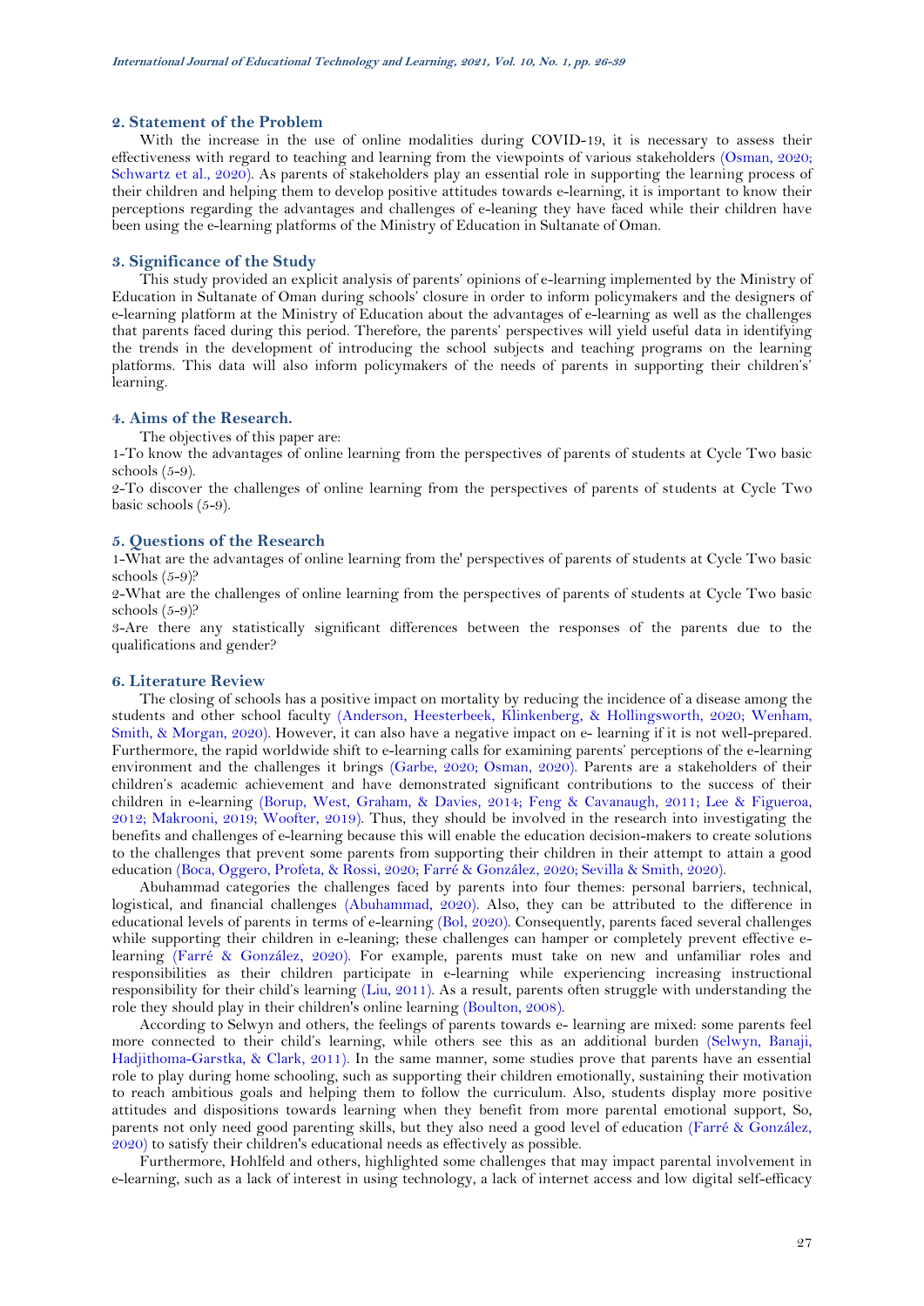## 2. Statement of the Problem

With the increase in the use of online modalities during COVID-19, it is necessary to assess their effectiveness with regard to teaching and learning from the viewpoints of various stakeholders (Osman, 2020; Schwartz et al., 2020). As parents of stakeholders play an essential role in supporting the learning process of their children and helping them to develop positive attitudes towards e-learning, it is important to know their perceptions regarding the advantages and challenges of e-leaning they have faced while their children have been using the e-learning platforms of the Ministry of Education in Sultanate of Oman.

## 3. Significance of the Study

This study provided an explicit analysis of parents' opinions of e-learning implemented by the Ministry of Education in Sultanate of Oman during schools' closure in order to inform policymakers and the designers of e-learning platform at the Ministry of Education about the advantages of e-learning as well as the challenges that parents faced during this period. Therefore, the parents' perspectives will yield useful data in identifying the trends in the development of introducing the school subjects and teaching programs on the learning platforms. This data will also inform policymakers of the needs of parents in supporting their children's' learning.

## 4. Aims of the Research.

The objectives of this paper are:

1-To know the advantages of online learning from the perspectives of parents of students at Cycle Two basic schools (5-9).

2-To discover the challenges of online learning from the perspectives of parents of students at Cycle Two basic schools (5-9).

## 5. Questions of the Research

1-What are the advantages of online learning from the' perspectives of parents of students at Cycle Two basic schools (5-9)?

2-What are the challenges of online learning from the perspectives of parents of students at Cycle Two basic schools (5-9)?

3-Are there any statistically significant differences between the responses of the parents due to the qualifications and gender?

## 6. Literature Review

The closing of schools has a positive impact on mortality by reducing the incidence of a disease among the students and other school faculty (Anderson, Heesterbeek, Klinkenberg, & Hollingsworth, 2020; Wenham, Smith, & Morgan, 2020). However, it can also have a negative impact on e- learning if it is not well-prepared. Furthermore, the rapid worldwide shift to e-learning calls for examining parents' perceptions of the e-learning environment and the challenges it brings (Garbe, 2020; Osman, 2020). Parents are a stakeholders of their children's academic achievement and have demonstrated significant contributions to the success of their children in e-learning (Borup, West, Graham, & Davies, 2014; Feng & Cavanaugh, 2011; Lee & Figueroa, 2012; Makrooni, 2019; Woofter, 2019). Thus, they should be involved in the research into investigating the benefits and challenges of e-learning because this will enable the education decision-makers to create solutions to the challenges that prevent some parents from supporting their children in their attempt to attain a good education (Boca, Oggero, Profeta, & Rossi, 2020; Farré & González, 2020; Sevilla & Smith, 2020).

Abuhammad categories the challenges faced by parents into four themes: personal barriers, technical, logistical, and financial challenges (Abuhammad, 2020). Also, they can be attributed to the difference in educational levels of parents in terms of e-learning (Bol, 2020). Consequently, parents faced several challenges while supporting their children in e-leaning; these challenges can hamper or completely prevent effective e-learning (Farré & González, 2020). For example, parents must take on new and unfamiliar roles and responsibilities as their children participate in e-learning while experiencing increasing instructional responsibility for their child's learning (Liu, 2011). As a result, parents often struggle with understanding the role they should play in their children's online learning (Boulton, 2008).

According to Selwyn and others, the feelings of parents towards e- learning are mixed: some parents feel more connected to their child's learning, while others see this as an additional burden (Selwyn, Banaji, Hadjithoma-Garstka, & Clark, 2011). In the same manner, some studies prove that parents have an essential role to play during home schooling, such as supporting their children emotionally, sustaining their motivation to reach ambitious goals and helping them to follow the curriculum. Also, students display more positive attitudes and dispositions towards learning when they benefit from more parental emotional support, So, parents not only need good parenting skills, but they also need a good level of education (Farré & González, 2020) to satisfy their children's educational needs as effectively as possible.

Furthermore, Hohlfeld and others, highlighted some challenges that may impact parental involvement in e-learning, such as a lack of interest in using technology, a lack of internet access and low digital self-efficacy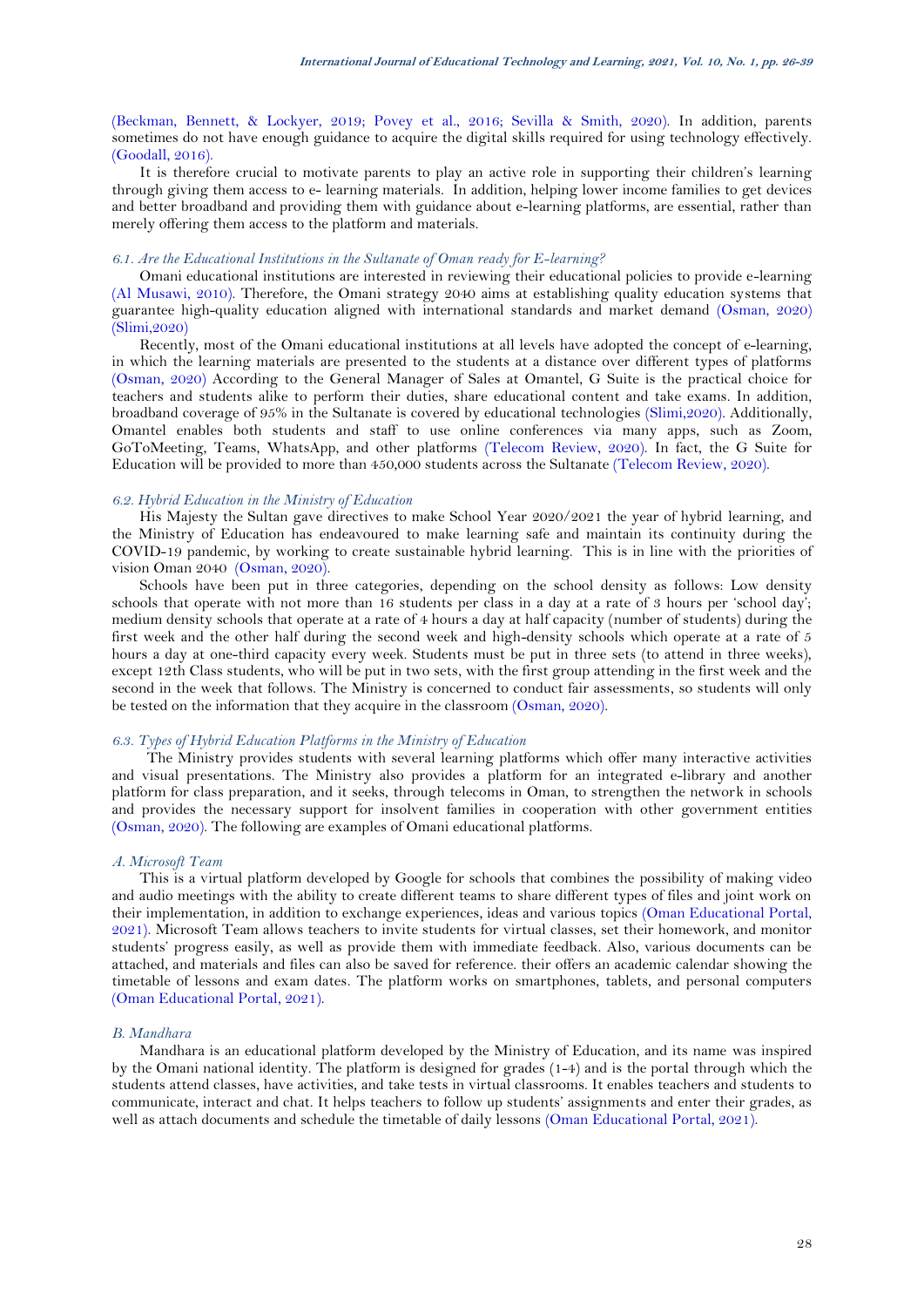(Beckman, Bennett, & Lockyer, 2019; Povey et al., 2016; Sevilla & Smith, 2020). In addition, parents sometimes do not have enough guidance to acquire the digital skills required for using technology effectively. (Goodall, 2016).

It is therefore crucial to motivate parents to play an active role in supporting their children's learning through giving them access to e- learning materials. In addition, helping lower income families to get devices and better broadband and providing them with guidance about e-learning platforms, are essential, rather than merely offering them access to the platform and materials.

### *6.1. Are the Educational Institutions in the Sultanate of Oman ready for E-learning?*

Omani educational institutions are interested in reviewing their educational policies to provide e-learning (Al Musawi, 2010). Therefore, the Omani strategy 2040 aims at establishing quality education systems that guarantee high-quality education aligned with international standards and market demand (Osman, 2020) (Slimi,2020)

Recently, most of the Omani educational institutions at all levels have adopted the concept of e-learning, in which the learning materials are presented to the students at a distance over different types of platforms (Osman, 2020) According to the General Manager of Sales at Omantel, G Suite is the practical choice for teachers and students alike to perform their duties, share educational content and take exams. In addition, broadband coverage of 95% in the Sultanate is covered by educational technologies (Slimi,2020). Additionally, Omantel enables both students and staff to use online conferences via many apps, such as Zoom, GoToMeeting, Teams, WhatsApp, and other platforms (Telecom Review, 2020). In fact, the G Suite for Education will be provided to more than 450,000 students across the Sultanate (Telecom Review, 2020).

### *6.2. Hybrid Education in the Ministry of Education*

His Majesty the Sultan gave directives to make School Year 2020/2021 the year of hybrid learning, and the Ministry of Education has endeavoured to make learning safe and maintain its continuity during the COVID-19 pandemic, by working to create sustainable hybrid learning. This is in line with the priorities of vision Oman 2040 (Osman, 2020).

Schools have been put in three categories, depending on the school density as follows: Low density schools that operate with not more than 16 students per class in a day at a rate of 3 hours per 'school day'; medium density schools that operate at a rate of 4 hours a day at half capacity (number of students) during the first week and the other half during the second week and high-density schools which operate at a rate of 5 hours a day at one-third capacity every week. Students must be put in three sets (to attend in three weeks), except 12th Class students, who will be put in two sets, with the first group attending in the first week and the second in the week that follows. The Ministry is concerned to conduct fair assessments, so students will only be tested on the information that they acquire in the classroom (Osman, 2020).

### *6.3. Types of Hybrid Education Platforms in the Ministry of Education*

The Ministry provides students with several learning platforms which offer many interactive activities and visual presentations. The Ministry also provides a platform for an integrated e-library and another platform for class preparation, and it seeks, through telecoms in Oman, to strengthen the network in schools and provides the necessary support for insolvent families in cooperation with other government entities (Osman, 2020). The following are examples of Omani educational platforms.

#### *A. Microsoft Team*

This is a virtual platform developed by Google for schools that combines the possibility of making video and audio meetings with the ability to create different teams to share different types of files and joint work on their implementation, in addition to exchange experiences, ideas and various topics (Oman Educational Portal, 2021). Microsoft Team allows teachers to invite students for virtual classes, set their homework, and monitor students' progress easily, as well as provide them with immediate feedback. Also, various documents can be attached, and materials and files can also be saved for reference. their offers an academic calendar showing the timetable of lessons and exam dates. The platform works on smartphones, tablets, and personal computers (Oman Educational Portal, 2021).

#### *B. Mandhara*

Mandhara is an educational platform developed by the Ministry of Education, and its name was inspired by the Omani national identity. The platform is designed for grades (1-4) and is the portal through which the students attend classes, have activities, and take tests in virtual classrooms. It enables teachers and students to communicate, interact and chat. It helps teachers to follow up students' assignments and enter their grades, as well as attach documents and schedule the timetable of daily lessons (Oman Educational Portal, 2021).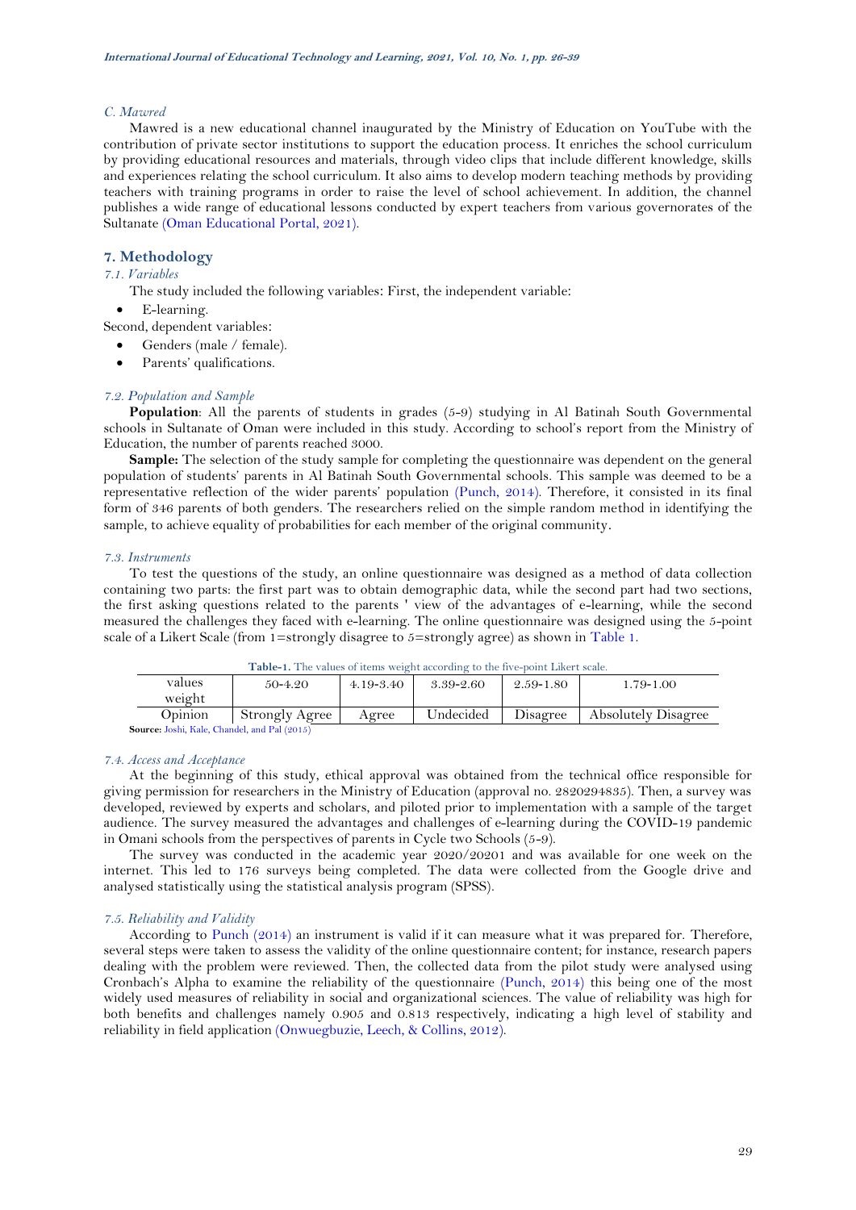*C. Mawred*

Mawred is a new educational channel inaugurated by the Ministry of Education on YouTube with the contribution of private sector institutions to support the education process. It enriches the school curriculum by providing educational resources and materials, through video clips that include different knowledge, skills and experiences relating the school curriculum. It also aims to develop modern teaching methods by providing teachers with training programs in order to raise the level of school achievement. In addition, the channel publishes a wide range of educational lessons conducted by expert teachers from various governorates of the Sultanate (Oman Educational Portal, 2021).

## 7. Methodology

### *7.1. Variables*

The study included the following variables: First, the independent variable:

- E-learning.

Second, dependent variables:

- Genders (male / female).
- Parents' qualifications.

### *7.2. Population and Sample*

**Population**: All the parents of students in grades (5-9) studying in Al Batinah South Governmental schools in Sultanate of Oman were included in this study. According to school's report from the Ministry of Education, the number of parents reached 3000.

**Sample:** The selection of the study sample for completing the questionnaire was dependent on the general population of students' parents in Al Batinah South Governmental schools. This sample was deemed to be a representative reflection of the wider parents' population (Punch, 2014). Therefore, it consisted in its final form of 346 parents of both genders. The researchers relied on the simple random method in identifying the sample, to achieve equality of probabilities for each member of the original community.

### *7.3. Instruments*

To test the questions of the study, an online questionnaire was designed as a method of data collection containing two parts: the first part was to obtain demographic data, while the second part had two sections, the first asking questions related to the parents ' view of the advantages of e-learning, while the second measured the challenges they faced with e-learning. The online questionnaire was designed using the 5-point scale of a Likert Scale (from 1=strongly disagree to 5=strongly agree) as shown in Table 1.

**Table-1.** The values of items weight according to the five-point Likert scale.

| values weight | 50-4.20 | 4.19-3.40 | 3.39-2.60 | 2.59-1.80 | 1.79-1.00 |
|---|---|---|---|---|---|
| Opinion | Strongly Agree | Agree | Undecided | Disagree | Absolutely Disagree |

**Source:** Joshi, Kale, Chandel, and Pal (2015)

### *7.4. Access and Acceptance*

At the beginning of this study, ethical approval was obtained from the technical office responsible for giving permission for researchers in the Ministry of Education (approval no. 2820294835). Then, a survey was developed, reviewed by experts and scholars, and piloted prior to implementation with a sample of the target audience. The survey measured the advantages and challenges of e-learning during the COVID-19 pandemic in Omani schools from the perspectives of parents in Cycle two Schools (5-9).

The survey was conducted in the academic year 2020/20201 and was available for one week on the internet. This led to 176 surveys being completed. The data were collected from the Google drive and analysed statistically using the statistical analysis program (SPSS).

### *7.5. Reliability and Validity*

According to Punch (2014) an instrument is valid if it can measure what it was prepared for. Therefore, several steps were taken to assess the validity of the online questionnaire content; for instance, research papers dealing with the problem were reviewed. Then, the collected data from the pilot study were analysed using Cronbach's Alpha to examine the reliability of the questionnaire (Punch, 2014) this being one of the most widely used measures of reliability in social and organizational sciences. The value of reliability was high for both benefits and challenges namely 0.905 and 0.813 respectively, indicating a high level of stability and reliability in field application (Onwuegbuzie, Leech, & Collins, 2012).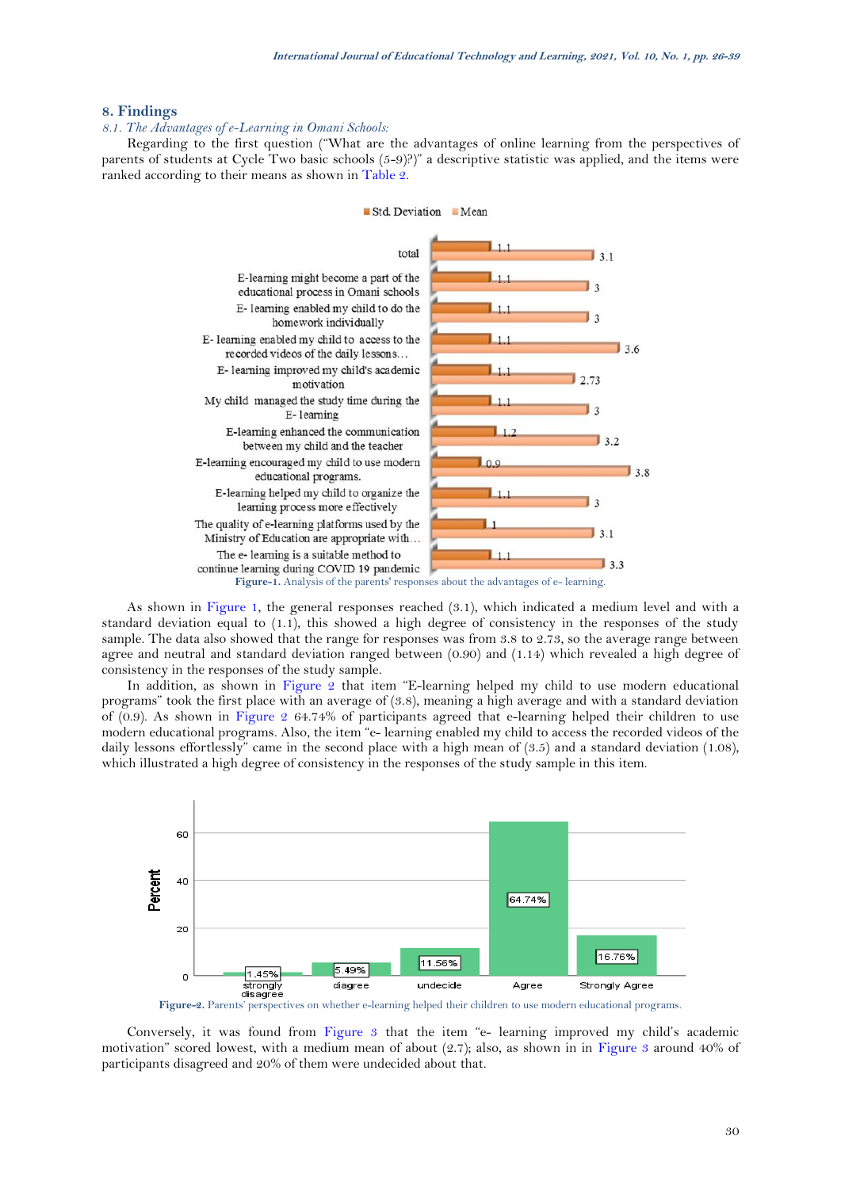## 8. Findings

### *8.1. The Advantages of e-Learning in Omani Schools:*

Regarding to the first question ("What are the advantages of online learning from the perspectives of parents of students at Cycle Two basic schools (5-9)?)" a descriptive statistic was applied, and the items were ranked according to their means as shown in Table 2.

**Figure-1.** Analysis of the parents' responses about the advantages of e- learning.

As shown in Figure 1, the general responses reached (3.1), which indicated a medium level and with a standard deviation equal to (1.1), this showed a high degree of consistency in the responses of the study sample. The data also showed that the range for responses was from 3.8 to 2.73, so the average range between agree and neutral and standard deviation ranged between (0.90) and (1.14) which revealed a high degree of consistency in the responses of the study sample.

In addition, as shown in Figure 2 that item "E-learning helped my child to use modern educational programs" took the first place with an average of (3.8), meaning a high average and with a standard deviation of (0.9). As shown in Figure 2 64.74% of participants agreed that e-learning helped their children to use modern educational programs. Also, the item "e- learning enabled my child to access the recorded videos of the daily lessons effortlessly" came in the second place with a high mean of (3.5) and a standard deviation (1.08), which illustrated a high degree of consistency in the responses of the study sample in this item.

**Figure-2.** Parents' perspectives on whether e-learning helped their children to use modern educational programs.

Conversely, it was found from Figure 3 that the item "e- learning improved my child's academic motivation" scored lowest, with a medium mean of about (2.7); also, as shown in in Figure 3 around 40% of participants disagreed and 20% of them were undecided about that.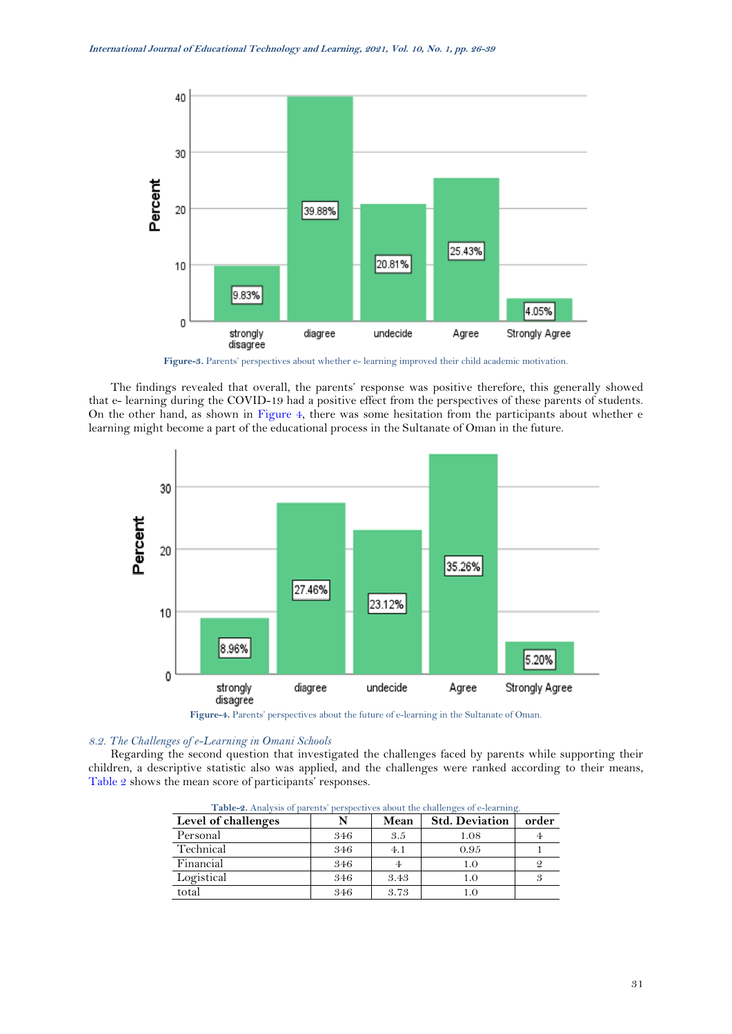Figure-3. Parents' perspectives about whether e- learning improved their child academic motivation.

The findings revealed that overall, the parents' response was positive therefore, this generally showed that e- learning during the COVID-19 had a positive effect from the perspectives of these parents of students. On the other hand, as shown in Figure 4, there was some hesitation from the participants about whether e learning might become a part of the educational process in the Sultanate of Oman in the future.

Figure-4. Parents' perspectives about the future of e-learning in the Sultanate of Oman.

### *8.2. The Challenges of e-Learning in Omani Schools*

Regarding the second question that investigated the challenges faced by parents while supporting their children, a descriptive statistic also was applied, and the challenges were ranked according to their means, Table 2 shows the mean score of participants' responses.

**Table-2.** Analysis of parents' perspectives about the challenges of e-learning.

| Level of challenges | N | Mean | Std. Deviation | order |
|---|---|---|---|---|
| Personal | 346 | 3.5 | 1.08 | 4 |
| Technical | 346 | 4.1 | 0.95 | 1 |
| Financial | 346 | 4 | 1.0 | 2 |
| Logistical | 346 | 3.43 | 1.0 | 3 |
| total | 346 | 3.73 | 1.0 | |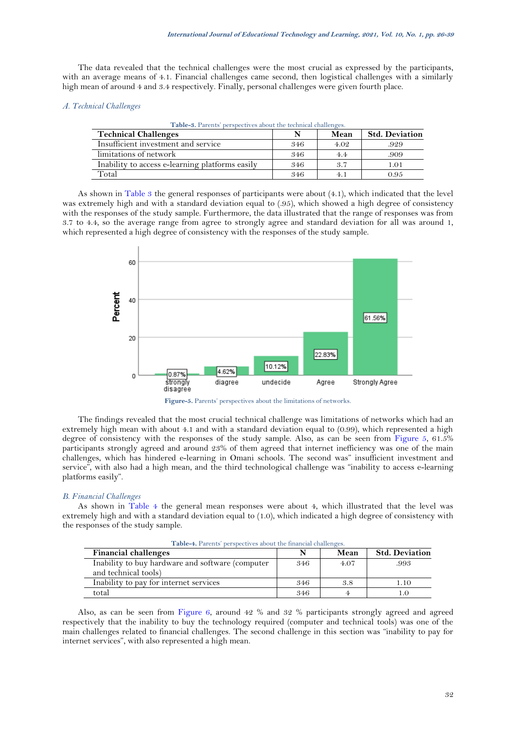The data revealed that the technical challenges were the most crucial as expressed by the participants, with an average means of 4.1. Financial challenges came second, then logistical challenges with a similarly high mean of around 4 and 3.4 respectively. Finally, personal challenges were given fourth place.

### *A. Technical Challenges*

**Table-3.** Parents' perspectives about the technical challenges.

| Technical Challenges | N | Mean | Std. Deviation |
|---|---|---|---|
| Insufficient investment and service | 346 | 4.02 | .929 |
| limitations of network | 346 | 4.4 | .909 |
| Inability to access e-learning platforms easily | 346 | 3.7 | 1.01 |
| Total | 346 | 4.1 | 0.95 |

As shown in Table 3 the general responses of participants were about (4.1), which indicated that the level was extremely high and with a standard deviation equal to (.95), which showed a high degree of consistency with the responses of the study sample. Furthermore, the data illustrated that the range of responses was from 3.7 to 4.4, so the average range from agree to strongly agree and standard deviation for all was around 1, which represented a high degree of consistency with the responses of the study sample.

**Figure-5.** Parents' perspectives about the limitations of networks.

The findings revealed that the most crucial technical challenge was limitations of networks which had an extremely high mean with about 4.1 and with a standard deviation equal to (0.99), which represented a high degree of consistency with the responses of the study sample. Also, as can be seen from Figure 5, 61.5% participants strongly agreed and around 23% of them agreed that internet inefficiency was one of the main challenges, which has hindered e-learning in Omani schools. The second was" insufficient investment and service", with also had a high mean, and the third technological challenge was "inability to access e-learning platforms easily".

### *B. Financial Challenges*

As shown in Table 4 the general mean responses were about 4, which illustrated that the level was extremely high and with a standard deviation equal to (1.0), which indicated a high degree of consistency with the responses of the study sample.

**Table-4.** Parents' perspectives about the financial challenges.

| Financial challenges | N | Mean | Std. Deviation |
|---|---|---|---|
| Inability to buy hardware and software (computer and technical tools) | 346 | 4.07 | .993 |
| Inability to pay for internet services | 346 | 3.8 | 1.10 |
| total | 346 | 4 | 1.0 |

Also, as can be seen from Figure 6, around 42 % and 32 % participants strongly agreed and agreed respectively that the inability to buy the technology required (computer and technical tools) was one of the main challenges related to financial challenges. The second challenge in this section was "inability to pay for internet services", with also represented a high mean.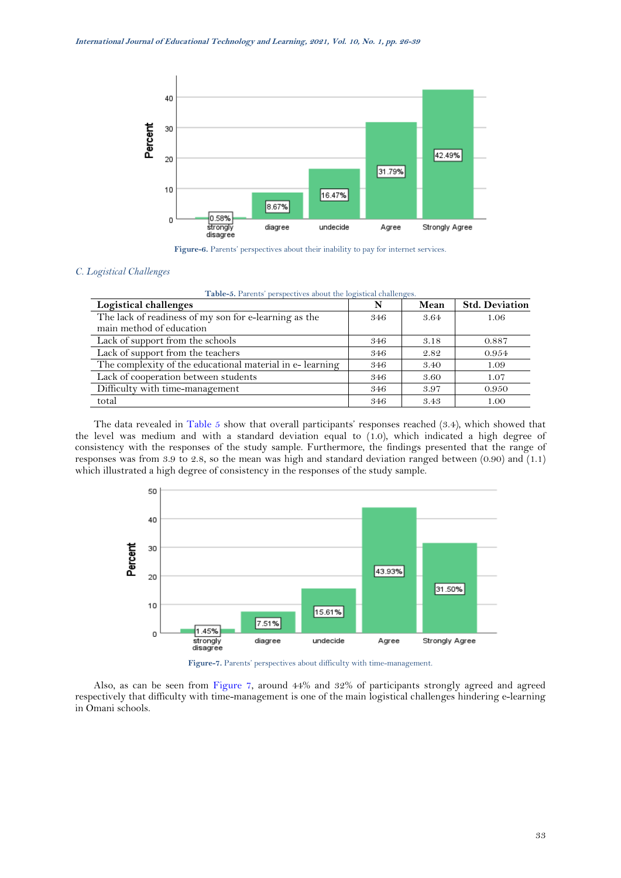Figure-6. Parents' perspectives about their inability to pay for internet services.

*C. Logistical Challenges*

Table-5. Parents' perspectives about the logistical challenges.

| Logistical challenges | N | Mean | Std. Deviation |
|---|---|---|---|
| The lack of readiness of my son for e-learning as the main method of education | 346 | 3.64 | 1.06 |
| Lack of support from the schools | 346 | 3.18 | 0.887 |
| Lack of support from the teachers | 346 | 2.82 | 0.954 |
| The complexity of the educational material in e- learning | 346 | 3.40 | 1.09 |
| Lack of cooperation between students | 346 | 3.60 | 1.07 |
| Difficulty with time-management | 346 | 3.97 | 0.950 |
| total | 346 | 3.43 | 1.00 |

The data revealed in Table 5 show that overall participants' responses reached (3.4), which showed that the level was medium and with a standard deviation equal to (1.0), which indicated a high degree of consistency with the responses of the study sample. Furthermore, the findings presented that the range of responses was from 3.9 to 2.8, so the mean was high and standard deviation ranged between (0.90) and (1.1) which illustrated a high degree of consistency in the responses of the study sample.

Figure-7. Parents' perspectives about difficulty with time-management.

Also, as can be seen from Figure 7, around 44% and 32% of participants strongly agreed and agreed respectively that difficulty with time-management is one of the main logistical challenges hindering e-learning in Omani schools.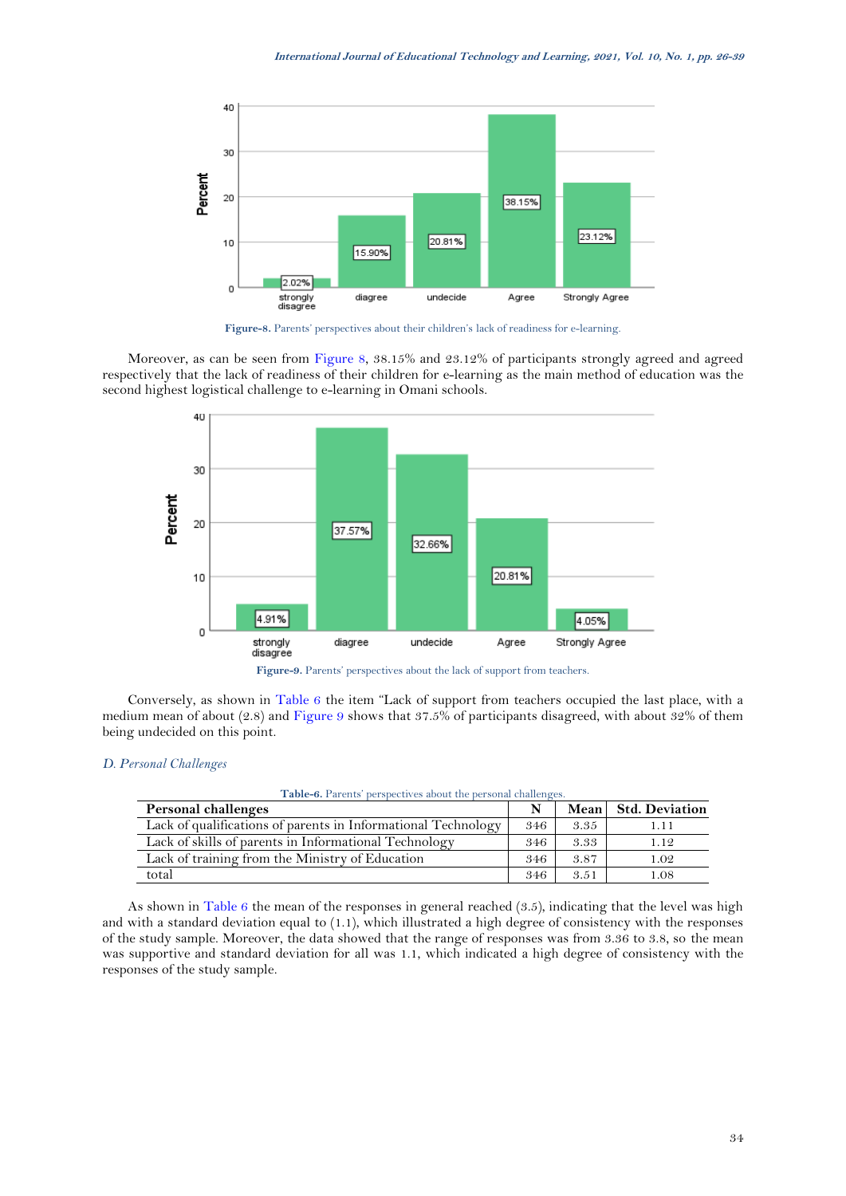Figure-8. Parents' perspectives about their children's lack of readiness for e-learning.

Moreover, as can be seen from Figure 8, 38.15% and 23.12% of participants strongly agreed and agreed respectively that the lack of readiness of their children for e-learning as the main method of education was the second highest logistical challenge to e-learning in Omani schools.

Figure-9. Parents' perspectives about the lack of support from teachers.

Conversely, as shown in Table 6 the item "Lack of support from teachers occupied the last place, with a medium mean of about (2.8) and Figure 9 shows that 37.5% of participants disagreed, with about 32% of them being undecided on this point.

### D. Personal Challenges

Table-6. Parents' perspectives about the personal challenges.

| Personal challenges | N | Mean | Std. Deviation |
|---|---|---|---|
| Lack of qualifications of parents in Informational Technology | 346 | 3.35 | 1.11 |
| Lack of skills of parents in Informational Technology | 346 | 3.33 | 1.12 |
| Lack of training from the Ministry of Education | 346 | 3.87 | 1.02 |
| total | 346 | 3.51 | 1.08 |

As shown in Table 6 the mean of the responses in general reached (3.5), indicating that the level was high and with a standard deviation equal to (1.1), which illustrated a high degree of consistency with the responses of the study sample. Moreover, the data showed that the range of responses was from 3.36 to 3.8, so the mean was supportive and standard deviation for all was 1.1, which indicated a high degree of consistency with the responses of the study sample.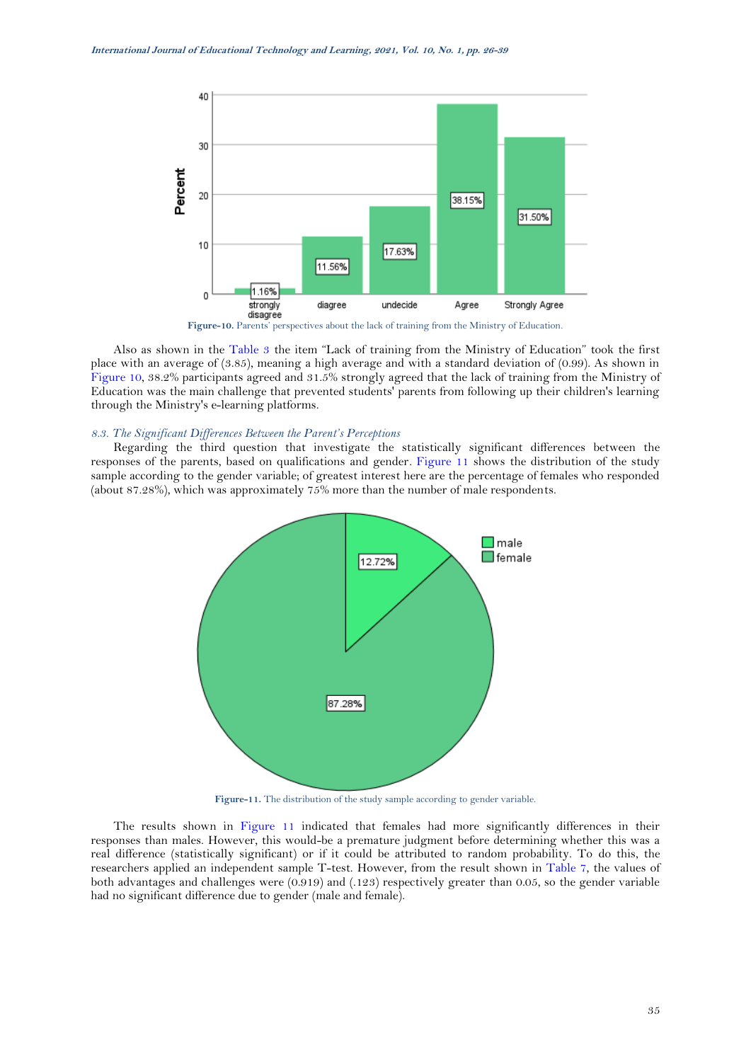Figure-10. Parents' perspectives about the lack of training from the Ministry of Education.

Also as shown in the Table 3 the item "Lack of training from the Ministry of Education" took the first place with an average of (3.85), meaning a high average and with a standard deviation of (0.99). As shown in Figure 10, 38.2% participants agreed and 31.5% strongly agreed that the lack of training from the Ministry of Education was the main challenge that prevented students' parents from following up their children's learning through the Ministry's e-learning platforms.

### *8.3. The Significant Differences Between the Parent's Perceptions*

Regarding the third question that investigate the statistically significant differences between the responses of the parents, based on qualifications and gender. Figure 11 shows the distribution of the study sample according to the gender variable; of greatest interest here are the percentage of females who responded (about 87.28%), which was approximately 75% more than the number of male respondents.

Figure-11. The distribution of the study sample according to gender variable.

The results shown in Figure 11 indicated that females had more significantly differences in their responses than males. However, this would-be a premature judgment before determining whether this was a real difference (statistically significant) or if it could be attributed to random probability. To do this, the researchers applied an independent sample T-test. However, from the result shown in Table 7, the values of both advantages and challenges were (0.919) and (.123) respectively greater than 0.05, so the gender variable had no significant difference due to gender (male and female).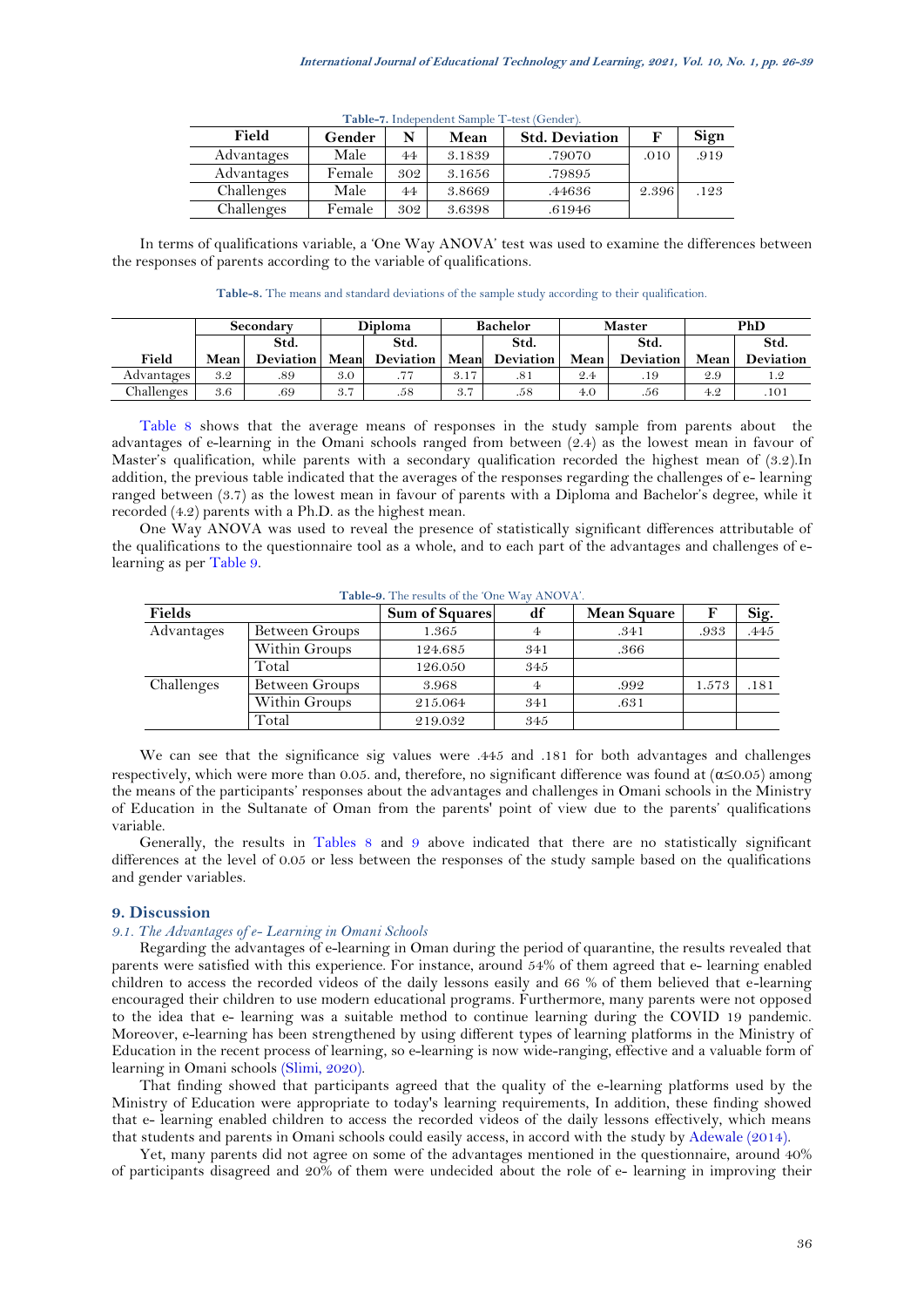**Table-7.** Independent Sample T-test (Gender).

| Field | Gender | N | Mean | Std. Deviation | F | Sign |
|---|---|---|---|---|---|---|
| Advantages | Male | 44 | 3.1839 | .79070 | .010 | .919 |
| Advantages | Female | 302 | 3.1656 | .79895 | | |
| Challenges | Male | 44 | 3.8669 | .44636 | 2.396 | .123 |
| Challenges | Female | 302 | 3.6398 | .61946 | | |

In terms of qualifications variable, a 'One Way ANOVA' test was used to examine the differences between the responses of parents according to the variable of qualifications.

**Table-8.** The means and standard deviations of the sample study according to their qualification.

| | Secondary | | Diploma | | Bachelor | | Master | | PhD | |
|---|---|---|---|---|---|---|---|---|---|---|
| Field | Mean | Std. Deviation | Mean | Std. Deviation | Mean | Std. Deviation | Mean | Std. Deviation | Mean | Std. Deviation |
| Advantages | 3.2 | .89 | 3.0 | .77 | 3.17 | .81 | 2.4 | .19 | 2.9 | 1.2 |
| Challenges | 3.6 | .69 | 3.7 | .58 | 3.7 | .58 | 4.0 | .56 | 4.2 | .101 |

Table 8 shows that the average means of responses in the study sample from parents about the advantages of e-learning in the Omani schools ranged from between (2.4) as the lowest mean in favour of Master's qualification, while parents with a secondary qualification recorded the highest mean of (3.2).In addition, the previous table indicated that the averages of the responses regarding the challenges of e- learning ranged between (3.7) as the lowest mean in favour of parents with a Diploma and Bachelor's degree, while it recorded (4.2) parents with a Ph.D. as the highest mean.

One Way ANOVA was used to reveal the presence of statistically significant differences attributable of the qualifications to the questionnaire tool as a whole, and to each part of the advantages and challenges of e-learning as per Table 9.

**Table-9.** The results of the 'One Way ANOVA'.

| Fields | | Sum of Squares | df | Mean Square | F | Sig. |
|---|---|---|---|---|---|---|
| Advantages | Between Groups | 1.365 | 4 | .341 | .933 | .445 |
| | Within Groups | 124.685 | 341 | .366 | | |
| | Total | 126.050 | 345 | | | |
| Challenges | Between Groups | 3.968 | 4 | .992 | 1.573 | .181 |
| | Within Groups | 215.064 | 341 | .631 | | |
| | Total | 219.032 | 345 | | | |

We can see that the significance sig values were .445 and .181 for both advantages and challenges respectively, which were more than 0.05. and, therefore, no significant difference was found at ($\alpha \leq 0.05$) among the means of the participants' responses about the advantages and challenges in Omani schools in the Ministry of Education in the Sultanate of Oman from the parents' point of view due to the parents' qualifications variable.

Generally, the results in Tables 8 and 9 above indicated that there are no statistically significant differences at the level of 0.05 or less between the responses of the study sample based on the qualifications and gender variables.

## 9. Discussion

### *9.1. The Advantages of e- Learning in Omani Schools*

Regarding the advantages of e-learning in Oman during the period of quarantine, the results revealed that parents were satisfied with this experience. For instance, around 54% of them agreed that e- learning enabled children to access the recorded videos of the daily lessons easily and 66 % of them believed that e-learning encouraged their children to use modern educational programs. Furthermore, many parents were not opposed to the idea that e- learning was a suitable method to continue learning during the COVID 19 pandemic. Moreover, e-learning has been strengthened by using different types of learning platforms in the Ministry of Education in the recent process of learning, so e-learning is now wide-ranging, effective and a valuable form of learning in Omani schools (Slimi, 2020).

That finding showed that participants agreed that the quality of the e-learning platforms used by the Ministry of Education were appropriate to today's learning requirements, In addition, these finding showed that e- learning enabled children to access the recorded videos of the daily lessons effectively, which means that students and parents in Omani schools could easily access, in accord with the study by Adewale (2014).

Yet, many parents did not agree on some of the advantages mentioned in the questionnaire, around 40% of participants disagreed and 20% of them were undecided about the role of e- learning in improving their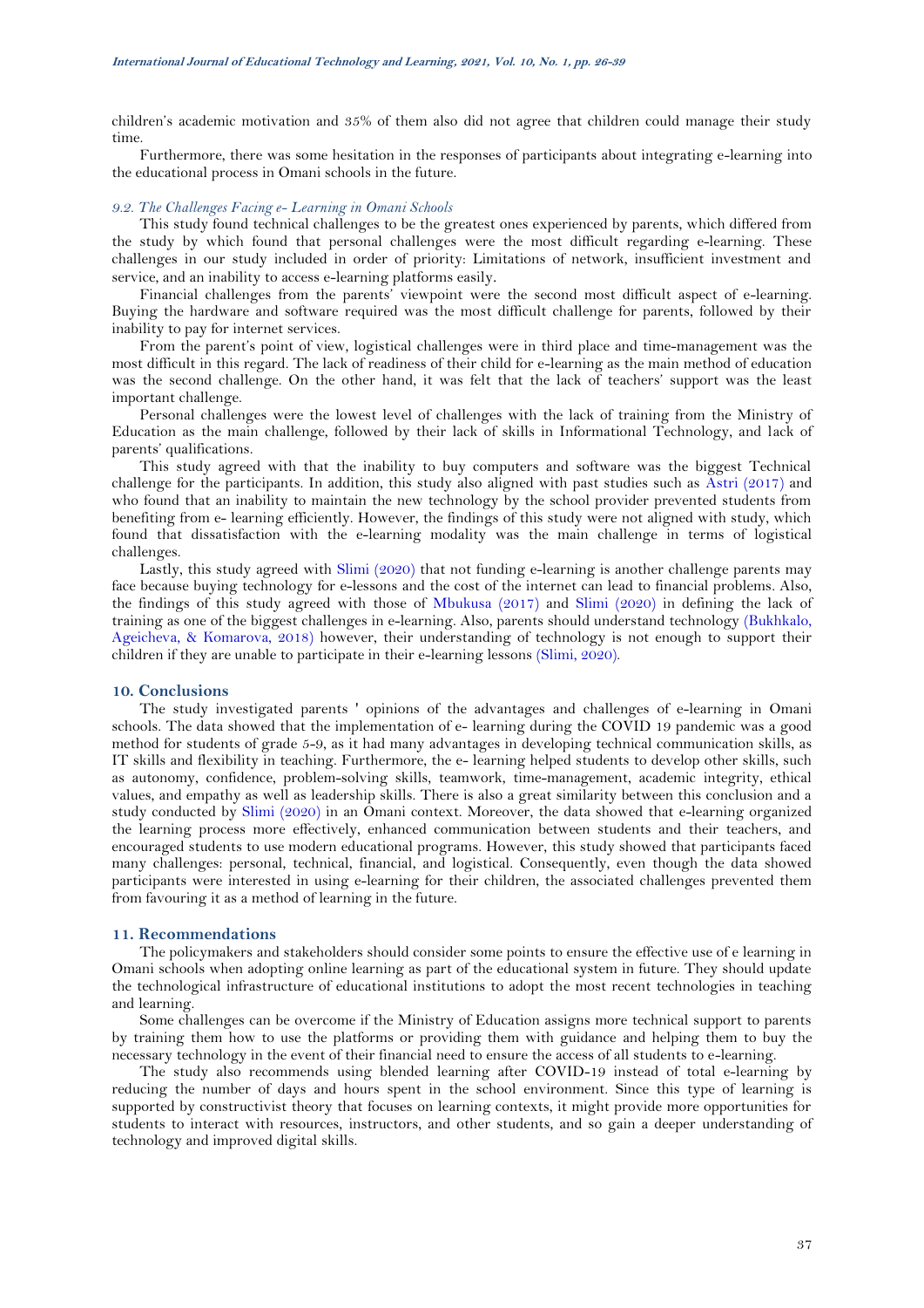children's academic motivation and 35% of them also did not agree that children could manage their study time.

Furthermore, there was some hesitation in the responses of participants about integrating e-learning into the educational process in Omani schools in the future.

### *9.2. The Challenges Facing e- Learning in Omani Schools*

This study found technical challenges to be the greatest ones experienced by parents, which differed from the study by which found that personal challenges were the most difficult regarding e-learning. These challenges in our study included in order of priority: Limitations of network, insufficient investment and service, and an inability to access e-learning platforms easily.

Financial challenges from the parents' viewpoint were the second most difficult aspect of e-learning. Buying the hardware and software required was the most difficult challenge for parents, followed by their inability to pay for internet services.

From the parent's point of view, logistical challenges were in third place and time-management was the most difficult in this regard. The lack of readiness of their child for e-learning as the main method of education was the second challenge. On the other hand, it was felt that the lack of teachers' support was the least important challenge.

Personal challenges were the lowest level of challenges with the lack of training from the Ministry of Education as the main challenge, followed by their lack of skills in Informational Technology, and lack of parents' qualifications.

This study agreed with that the inability to buy computers and software was the biggest Technical challenge for the participants. In addition, this study also aligned with past studies such as Astri (2017) and who found that an inability to maintain the new technology by the school provider prevented students from benefiting from e- learning efficiently. However, the findings of this study were not aligned with study, which found that dissatisfaction with the e-learning modality was the main challenge in terms of logistical challenges.

Lastly, this study agreed with Slimi (2020) that not funding e-learning is another challenge parents may face because buying technology for e-lessons and the cost of the internet can lead to financial problems. Also, the findings of this study agreed with those of Mbukusa (2017) and Slimi (2020) in defining the lack of training as one of the biggest challenges in e-learning. Also, parents should understand technology (Bukhkalo, Ageicheva, & Komarova, 2018) however, their understanding of technology is not enough to support their children if they are unable to participate in their e-learning lessons (Slimi, 2020).

## 10. Conclusions

The study investigated parents ' opinions of the advantages and challenges of e-learning in Omani schools. The data showed that the implementation of e- learning during the COVID 19 pandemic was a good method for students of grade 5-9, as it had many advantages in developing technical communication skills, as IT skills and flexibility in teaching. Furthermore, the e- learning helped students to develop other skills, such as autonomy, confidence, problem-solving skills, teamwork, time-management, academic integrity, ethical values, and empathy as well as leadership skills. There is also a great similarity between this conclusion and a study conducted by Slimi (2020) in an Omani context. Moreover, the data showed that e-learning organized the learning process more effectively, enhanced communication between students and their teachers, and encouraged students to use modern educational programs. However, this study showed that participants faced many challenges: personal, technical, financial, and logistical. Consequently, even though the data showed participants were interested in using e-learning for their children, the associated challenges prevented them from favouring it as a method of learning in the future.

## 11. Recommendations

The policymakers and stakeholders should consider some points to ensure the effective use of e learning in Omani schools when adopting online learning as part of the educational system in future. They should update the technological infrastructure of educational institutions to adopt the most recent technologies in teaching and learning.

Some challenges can be overcome if the Ministry of Education assigns more technical support to parents by training them how to use the platforms or providing them with guidance and helping them to buy the necessary technology in the event of their financial need to ensure the access of all students to e-learning.

The study also recommends using blended learning after COVID-19 instead of total e-learning by reducing the number of days and hours spent in the school environment. Since this type of learning is supported by constructivist theory that focuses on learning contexts, it might provide more opportunities for students to interact with resources, instructors, and other students, and so gain a deeper understanding of technology and improved digital skills.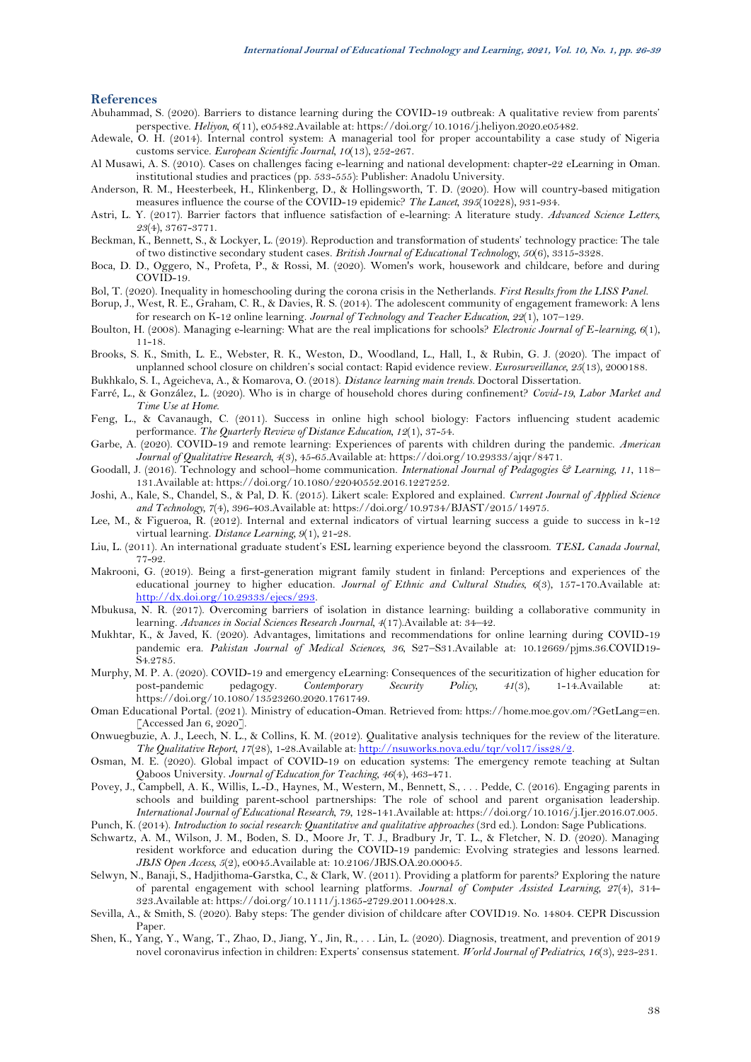## References

Abuhammad, S. (2020). Barriers to distance learning during the COVID-19 outbreak: A qualitative review from parents' perspective. *Heliyon, 6*(11), e05482.Available at: https://doi.org/10.1016/j.heliyon.2020.e05482.

Adewale, O. H. (2014). Internal control system: A managerial tool for proper accountability a case study of Nigeria customs service. *European Scientific Journal, 10*(13), 252-267.

Al Musawi, A. S. (2010). Cases on challenges facing e-learning and national development: chapter-22 eLearning in Oman. institutional studies and practices (pp. 533-555): Publisher: Anadolu University.

Anderson, R. M., Heesterbeek, H., Klinkenberg, D., & Hollingsworth, T. D. (2020). How will country-based mitigation measures influence the course of the COVID-19 epidemic? *The Lancet, 395*(10228), 931-934.

Astri, L. Y. (2017). Barrier factors that influence satisfaction of e-learning: A literature study. *Advanced Science Letters, 23*(4), 3767-3771.

Beckman, K., Bennett, S., & Lockyer, L. (2019). Reproduction and transformation of students' technology practice: The tale of two distinctive secondary student cases. *British Journal of Educational Technology, 50*(6), 3315-3328.

Boca, D. D., Oggero, N., Profeta, P., & Rossi, M. (2020). Women's work, housework and childcare, before and during COVID-19.

Bol, T. (2020). Inequality in homeschooling during the corona crisis in the Netherlands. *First Results from the LISS Panel.*

Borup, J., West, R. E., Graham, C. R., & Davies, R. S. (2014). The adolescent community of engagement framework: A lens for research on K-12 online learning. *Journal of Technology and Teacher Education, 22*(1), 107–129.

Boulton, H. (2008). Managing e-learning: What are the real implications for schools? *Electronic Journal of E-learning, 6*(1), 11-18.

Brooks, S. K., Smith, L. E., Webster, R. K., Weston, D., Woodland, L., Hall, I., & Rubin, G. J. (2020). The impact of unplanned school closure on children's social contact: Rapid evidence review. *Eurosurveillance, 25*(13), 2000188.

Bukhkalo, S. I., Ageicheva, A., & Komarova, O. (2018). *Distance learning main trends.* Doctoral Dissertation.

Farré, L., & González, L. (2020). Who is in charge of household chores during confinement? *Covid-19, Labor Market and Time Use at Home.*

Feng, L., & Cavanaugh, C. (2011). Success in online high school biology: Factors influencing student academic performance. *The Quarterly Review of Distance Education, 12*(1), 37-54.

Garbe, A. (2020). COVID-19 and remote learning: Experiences of parents with children during the pandemic. *American Journal of Qualitative Research, 4*(3), 45-65.Available at: https://doi.org/10.29333/ajqr/8471.

Goodall, J. (2016). Technology and school–home communication. *International Journal of Pedagogies & Learning, 11*, 118–131.Available at: https://doi.org/10.1080/22040552.2016.1227252.

Joshi, A., Kale, S., Chandel, S., & Pal, D. K. (2015). Likert scale: Explored and explained. *Current Journal of Applied Science and Technology, 7*(4), 396-403.Available at: https://doi.org/10.9734/BJAST/2015/14975.

Lee, M., & Figueroa, R. (2012). Internal and external indicators of virtual learning success a guide to success in k-12 virtual learning. *Distance Learning, 9*(1), 21-28.

Liu, L. (2011). An international graduate student's ESL learning experience beyond the classroom. *TESL Canada Journal*, 77-92.

Makrooni, G. (2019). Being a first-generation migrant family student in finland: Perceptions and experiences of the educational journey to higher education. *Journal of Ethnic and Cultural Studies, 6*(3), 157-170.Available at: http://dx.doi.org/10.29333/ejecs/293.

Mbukusa, N. R. (2017). Overcoming barriers of isolation in distance learning: building a collaborative community in learning. *Advances in Social Sciences Research Journal, 4*(17).Available at: 34–42.

Mukhtar, K., & Javed, K. (2020). Advantages, limitations and recommendations for online learning during COVID-19 pandemic era. *Pakistan Journal of Medical Sciences, 36*, S27–S31.Available at: 10.12669/pjms.36.COVID19-S4.2785.

Murphy, M. P. A. (2020). COVID-19 and emergency eLearning: Consequences of the securitization of higher education for post-pandemic pedagogy. *Contemporary Security Policy, 41*(3), 1-14.Available at: https://doi.org/10.1080/13523260.2020.1761749.

Oman Educational Portal. (2021). Ministry of education-Oman. Retrieved from: https://home.moe.gov.om/?GetLang=en. [Accessed Jan 6, 2020].

Onwuegbuzie, A. J., Leech, N. L., & Collins, K. M. (2012). Qualitative analysis techniques for the review of the literature. *The Qualitative Report, 17*(28), 1-28.Available at: http://nsuworks.nova.edu/tqr/vol17/iss28/2.

Osman, M. E. (2020). Global impact of COVID-19 on education systems: The emergency remote teaching at Sultan Qaboos University. *Journal of Education for Teaching, 46*(4), 463-471.

Povey, J., Campbell, A. K., Willis, L.-D., Haynes, M., Western, M., Bennett, S., . . . Pedde, C. (2016). Engaging parents in schools and building parent-school partnerships: The role of school and parent organisation leadership. *International Journal of Educational Research, 79*, 128-141.Available at: https://doi.org/10.1016/j.Ijer.2016.07.005.

Punch, K. (2014). *Introduction to social research: Quantitative and qualitative approaches* (3rd ed.). London: Sage Publications.

Schwartz, A. M., Wilson, J. M., Boden, S. D., Moore Jr, T. J., Bradbury Jr, T. L., & Fletcher, N. D. (2020). Managing resident workforce and education during the COVID-19 pandemic: Evolving strategies and lessons learned. *JBJS Open Access, 5*(2), e0045.Available at: 10.2106/JBJS.OA.20.00045.

Selwyn, N., Banaji, S., Hadjithoma-Garstka, C., & Clark, W. (2011). Providing a platform for parents? Exploring the nature of parental engagement with school learning platforms. *Journal of Computer Assisted Learning, 27*(4), 314-323.Available at: https://doi.org/10.1111/j.1365-2729.2011.00428.x.

Sevilla, A., & Smith, S. (2020). Baby steps: The gender division of childcare after COVID19. No. 14804. CEPR Discussion Paper.

Shen, K., Yang, Y., Wang, T., Zhao, D., Jiang, Y., Jin, R., . . . Lin, L. (2020). Diagnosis, treatment, and prevention of 2019 novel coronavirus infection in children: Experts' consensus statement. *World Journal of Pediatrics, 16*(3), 223-231.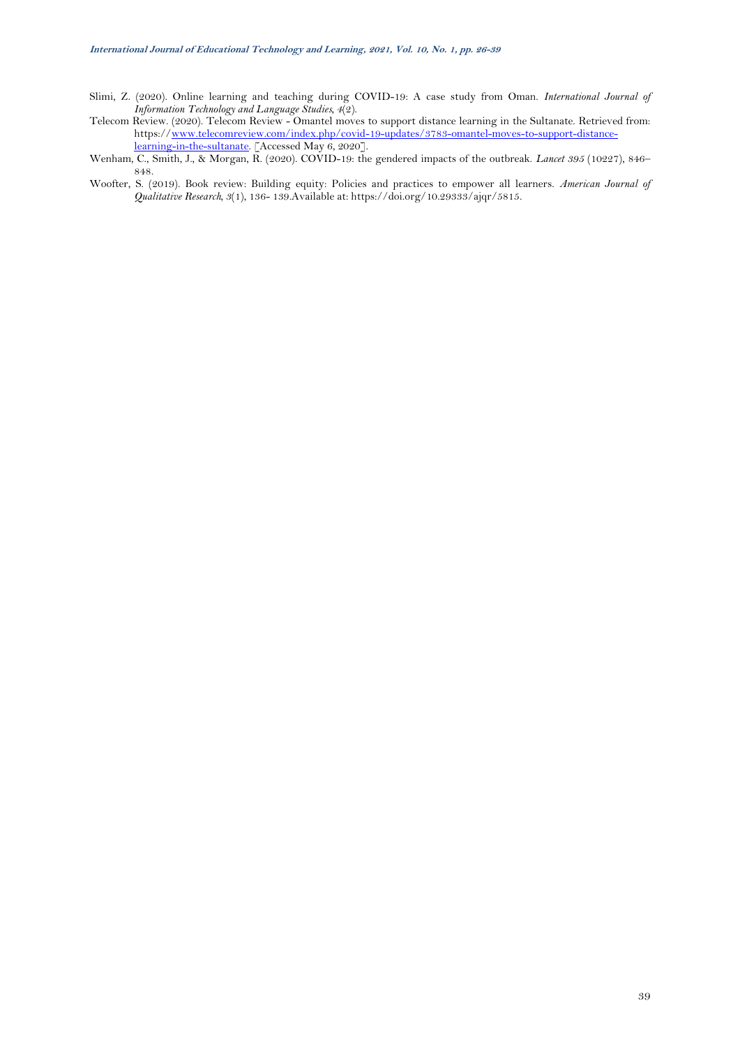Slimi, Z. (2020). Online learning and teaching during COVID-19: A case study from Oman. *International Journal of Information Technology and Language Studies, 4*(2).

Telecom Review. (2020). Telecom Review - Omantel moves to support distance learning in the Sultanate. Retrieved from: https://www.telecomreview.com/index.php/covid-19-updates/3783-omantel-moves-to-support-distance-learning-in-the-sultanate. [Accessed May 6, 2020].

Wenham, C., Smith, J., & Morgan, R. (2020). COVID-19: the gendered impacts of the outbreak. *Lancet 395* (10227), 846–848.

Woofter, S. (2019). Book review: Building equity: Policies and practices to empower all learners. *American Journal of Qualitative Research, 3*(1), 136- 139.Available at: https://doi.org/10.29333/ajqr/5815.